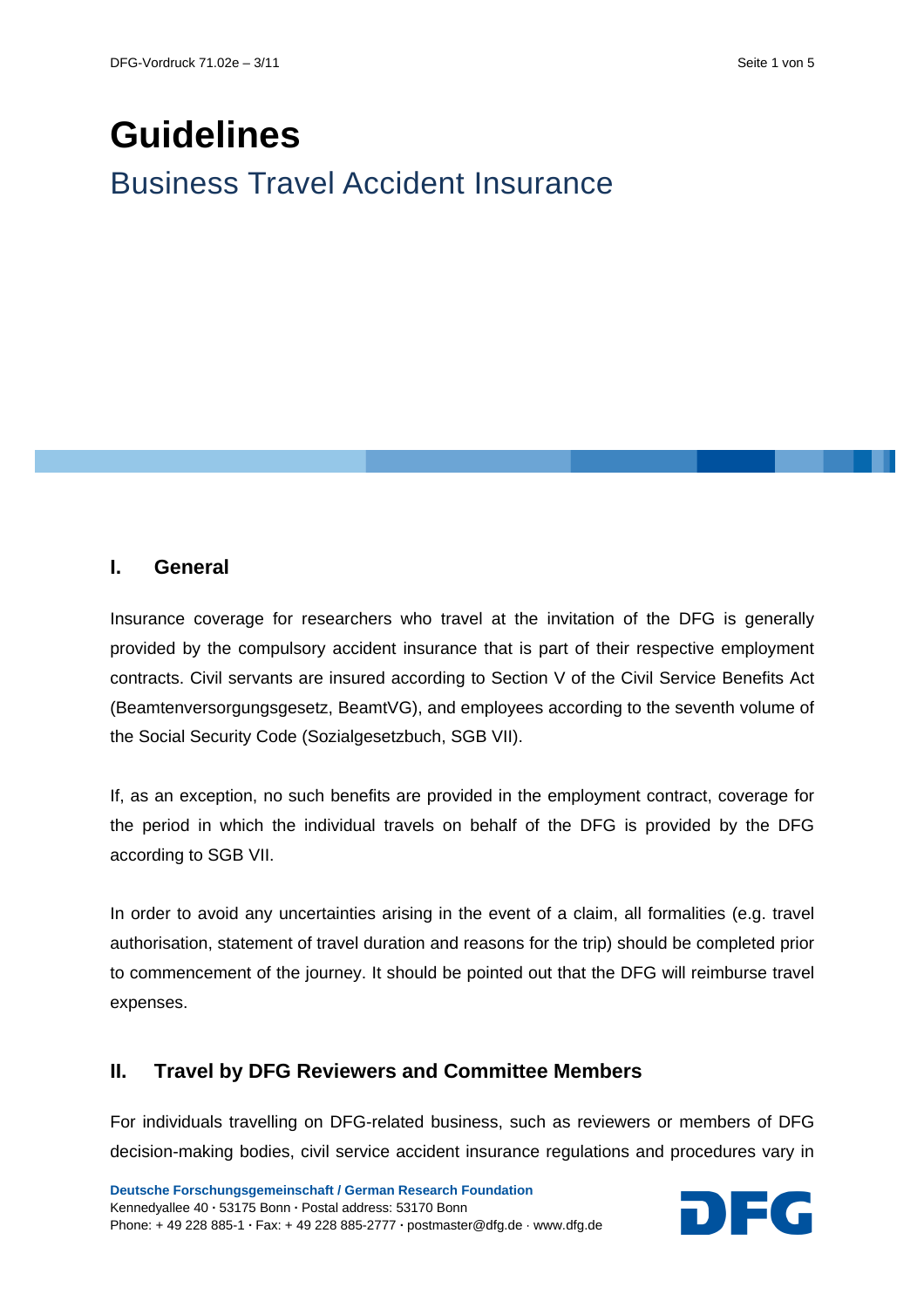# Guidelines

## Business Travel Accident Insurance

## I. General

Insurance coverage for researchers who travel at the invitation of the DFG is generally provided by the compulsory accident insurance that is part of their respective employment contracts. Civil servants are insured according to Section V of the Civil Service Benefits Act (Beamtenversorgungsgesetz, BeamtVG), and employees according to the seventh volume of the Social Security Code (Sozialgesetzbuch, SGB VII).

If, as an exception, no such benefits are provided in the employment contract, coverage for the period in which the individual travels on behalf of the DFG is provided by the DFG according to SGB VII.

In order to avoid any uncertainties arising in the event of a claim, all formalities (e.g. travel authorisation, statement of travel duration and reasons for the trip) should be completed prior to commencement of the journey. It should be pointed out that the DFG will reimburse travel expenses.

## II. Travel by DFG Reviewers and Committee Members

For individuals travelling on DFG-related business, such as reviewers or members of DFG decision-making bodies, civil service accident insurance regulations and procedures vary in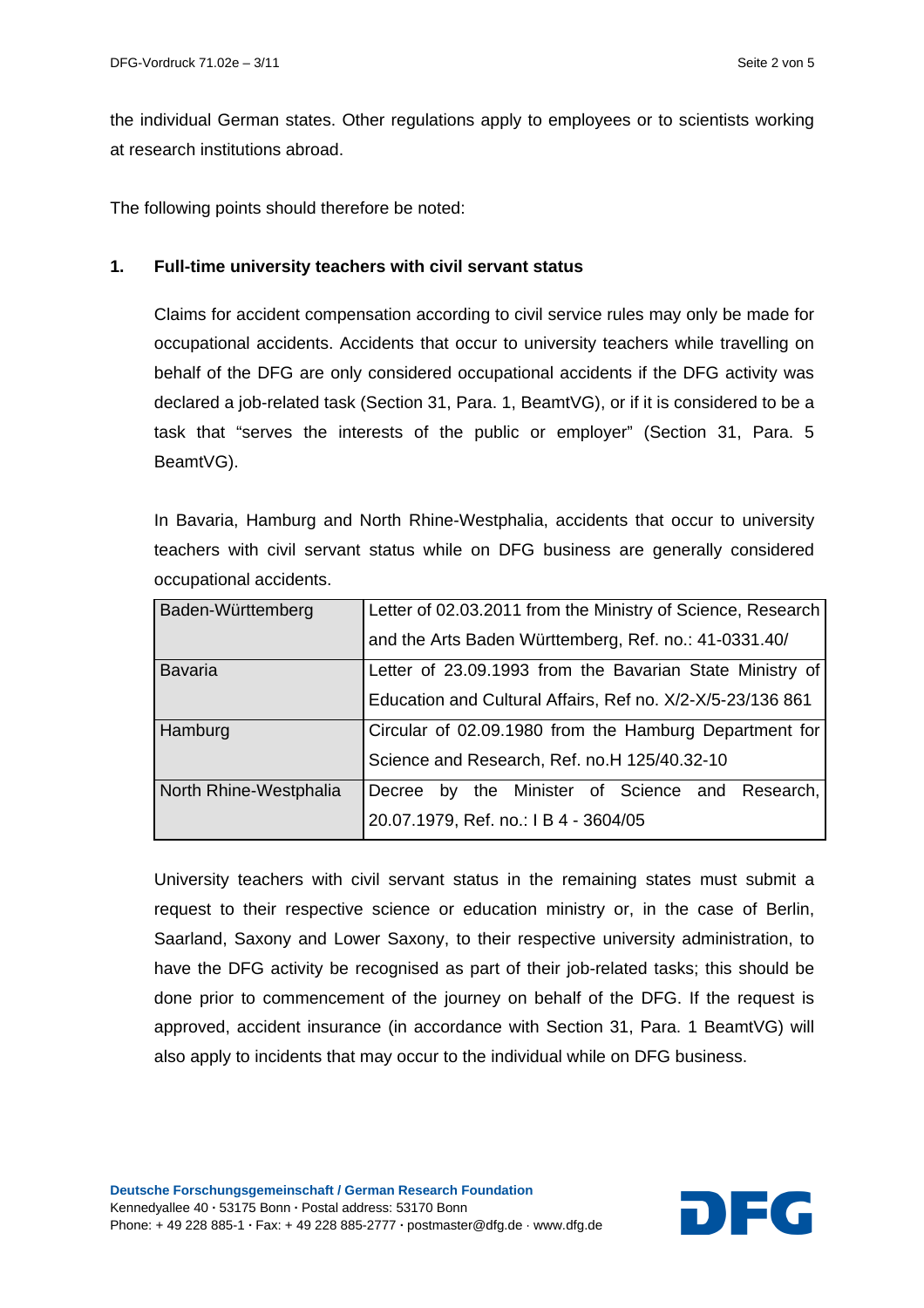the individual German states. Other regulations apply to employees or to scientists working at research institutions abroad.

The following points should therefore be noted:

**1. Full-time university teachers with civil servant status**

Claims for accident compensation according to civil service rules may only be made for occupational accidents. Accidents that occur to university teachers while travelling on behalf of the DFG are only considered occupational accidents if the DFG activity was declared a job-related task (Section 31, Para. 1, BeamtVG), or if it is considered to be a task that "serves the interests of the public or employer" (Section 31, Para. 5 BeamtVG).

In Bavaria, Hamburg and North Rhine-Westphalia, accidents that occur to university teachers with civil servant status while on DFG business are generally considered occupational accidents.

| | |
|---|---|
| Baden-Württemberg | Letter of 02.03.2011 from the Ministry of Science, Research and the Arts Baden Württemberg, Ref. no.: 41-0331.40/ |
| Bavaria | Letter of 23.09.1993 from the Bavarian State Ministry of Education and Cultural Affairs, Ref no. X/2-X/5-23/136 861 |
| Hamburg | Circular of 02.09.1980 from the Hamburg Department for Science and Research, Ref. no.H 125/40.32-10 |
| North Rhine-Westphalia | Decree by the Minister of Science and Research, 20.07.1979, Ref. no.: I B 4 - 3604/05 |

University teachers with civil servant status in the remaining states must submit a request to their respective science or education ministry or, in the case of Berlin, Saarland, Saxony and Lower Saxony, to their respective university administration, to have the DFG activity be recognised as part of their job-related tasks; this should be done prior to commencement of the journey on behalf of the DFG. If the request is approved, accident insurance (in accordance with Section 31, Para. 1 BeamtVG) will also apply to incidents that may occur to the individual while on DFG business.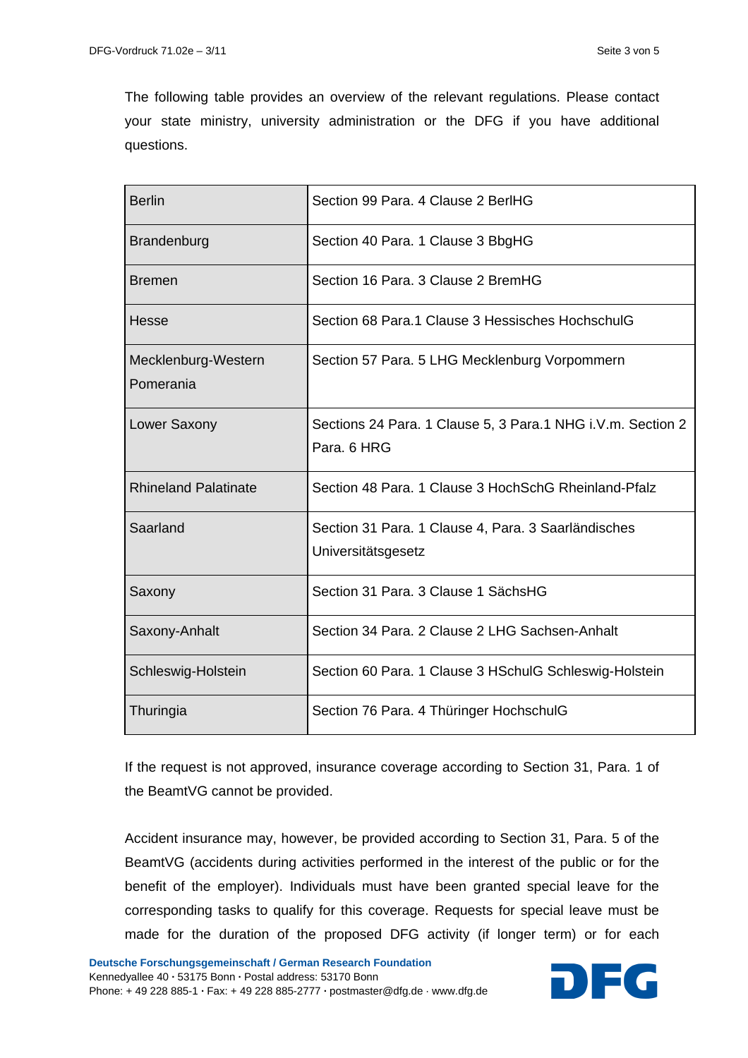The following table provides an overview of the relevant regulations. Please contact your state ministry, university administration or the DFG if you have additional questions.

| | |
|---|---|
| Berlin | Section 99 Para. 4 Clause 2 BerlHG |
| Brandenburg | Section 40 Para. 1 Clause 3 BbgHG |
| Bremen | Section 16 Para. 3 Clause 2 BremHG |
| Hesse | Section 68 Para.1 Clause 3 Hessisches HochschulG |
| Mecklenburg-Western Pomerania | Section 57 Para. 5 LHG Mecklenburg Vorpommern |
| Lower Saxony | Sections 24 Para. 1 Clause 5, 3 Para.1 NHG i.V.m. Section 2 Para. 6 HRG |
| Rhineland Palatinate | Section 48 Para. 1 Clause 3 HochSchG Rheinland-Pfalz |
| Saarland | Section 31 Para. 1 Clause 4, Para. 3 Saarländisches Universitätsgesetz |
| Saxony | Section 31 Para. 3 Clause 1 SächsHG |
| Saxony-Anhalt | Section 34 Para. 2 Clause 2 LHG Sachsen-Anhalt |
| Schleswig-Holstein | Section 60 Para. 1 Clause 3 HSchulG Schleswig-Holstein |
| Thuringia | Section 76 Para. 4 Thüringer HochschulG |

If the request is not approved, insurance coverage according to Section 31, Para. 1 of the BeamtVG cannot be provided.

Accident insurance may, however, be provided according to Section 31, Para. 5 of the BeamtVG (accidents during activities performed in the interest of the public or for the benefit of the employer). Individuals must have been granted special leave for the corresponding tasks to qualify for this coverage. Requests for special leave must be made for the duration of the proposed DFG activity (if longer term) or for each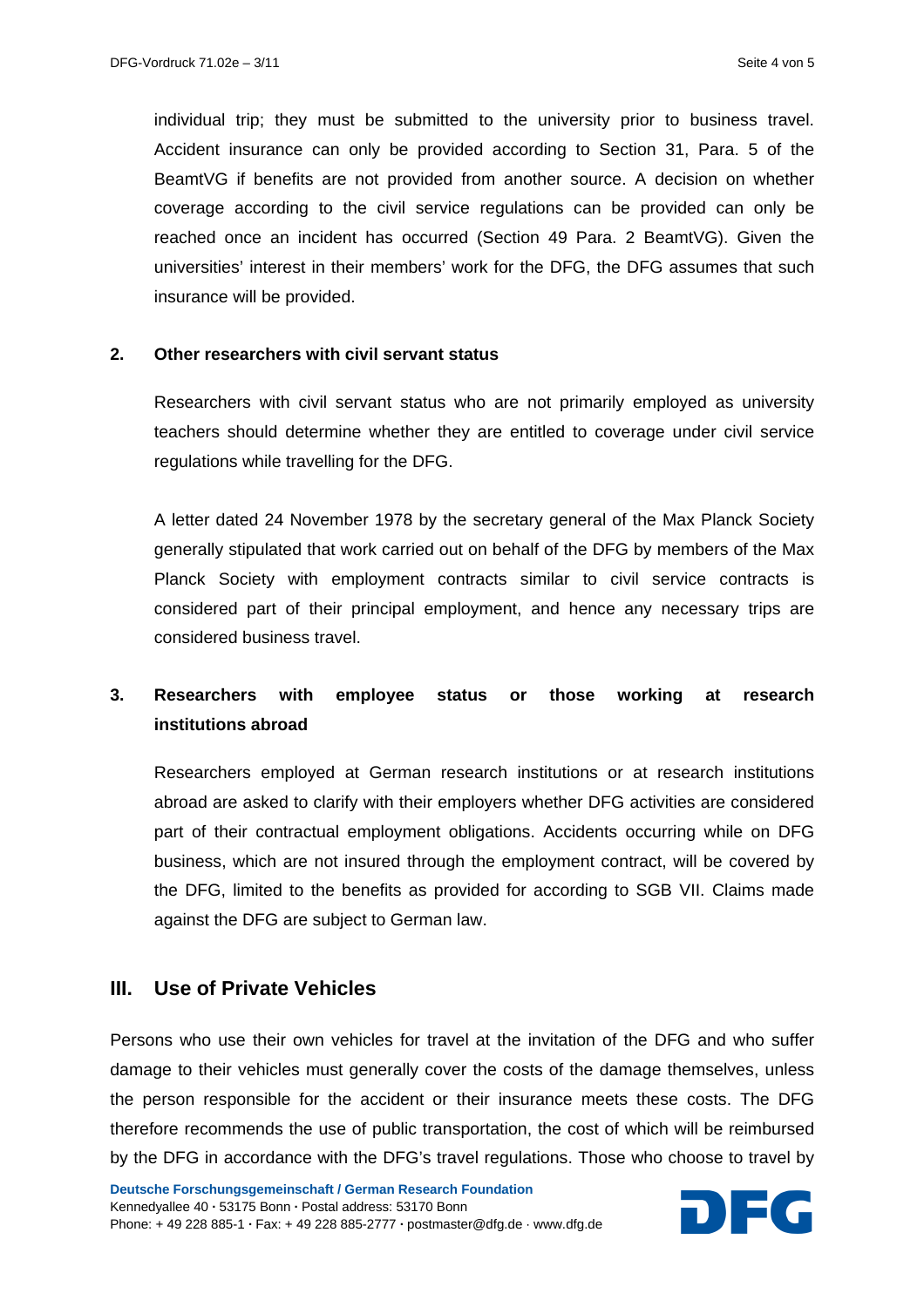individual trip; they must be submitted to the university prior to business travel. Accident insurance can only be provided according to Section 31, Para. 5 of the BeamtVG if benefits are not provided from another source. A decision on whether coverage according to the civil service regulations can be provided can only be reached once an incident has occurred (Section 49 Para. 2 BeamtVG). Given the universities' interest in their members' work for the DFG, the DFG assumes that such insurance will be provided.

### 2. Other researchers with civil servant status

Researchers with civil servant status who are not primarily employed as university teachers should determine whether they are entitled to coverage under civil service regulations while travelling for the DFG.

A letter dated 24 November 1978 by the secretary general of the Max Planck Society generally stipulated that work carried out on behalf of the DFG by members of the Max Planck Society with employment contracts similar to civil service contracts is considered part of their principal employment, and hence any necessary trips are considered business travel.

### 3. Researchers with employee status or those working at research institutions abroad

Researchers employed at German research institutions or at research institutions abroad are asked to clarify with their employers whether DFG activities are considered part of their contractual employment obligations. Accidents occurring while on DFG business, which are not insured through the employment contract, will be covered by the DFG, limited to the benefits as provided for according to SGB VII. Claims made against the DFG are subject to German law.

## III. Use of Private Vehicles

Persons who use their own vehicles for travel at the invitation of the DFG and who suffer damage to their vehicles must generally cover the costs of the damage themselves, unless the person responsible for the accident or their insurance meets these costs. The DFG therefore recommends the use of public transportation, the cost of which will be reimbursed by the DFG in accordance with the DFG's travel regulations. Those who choose to travel by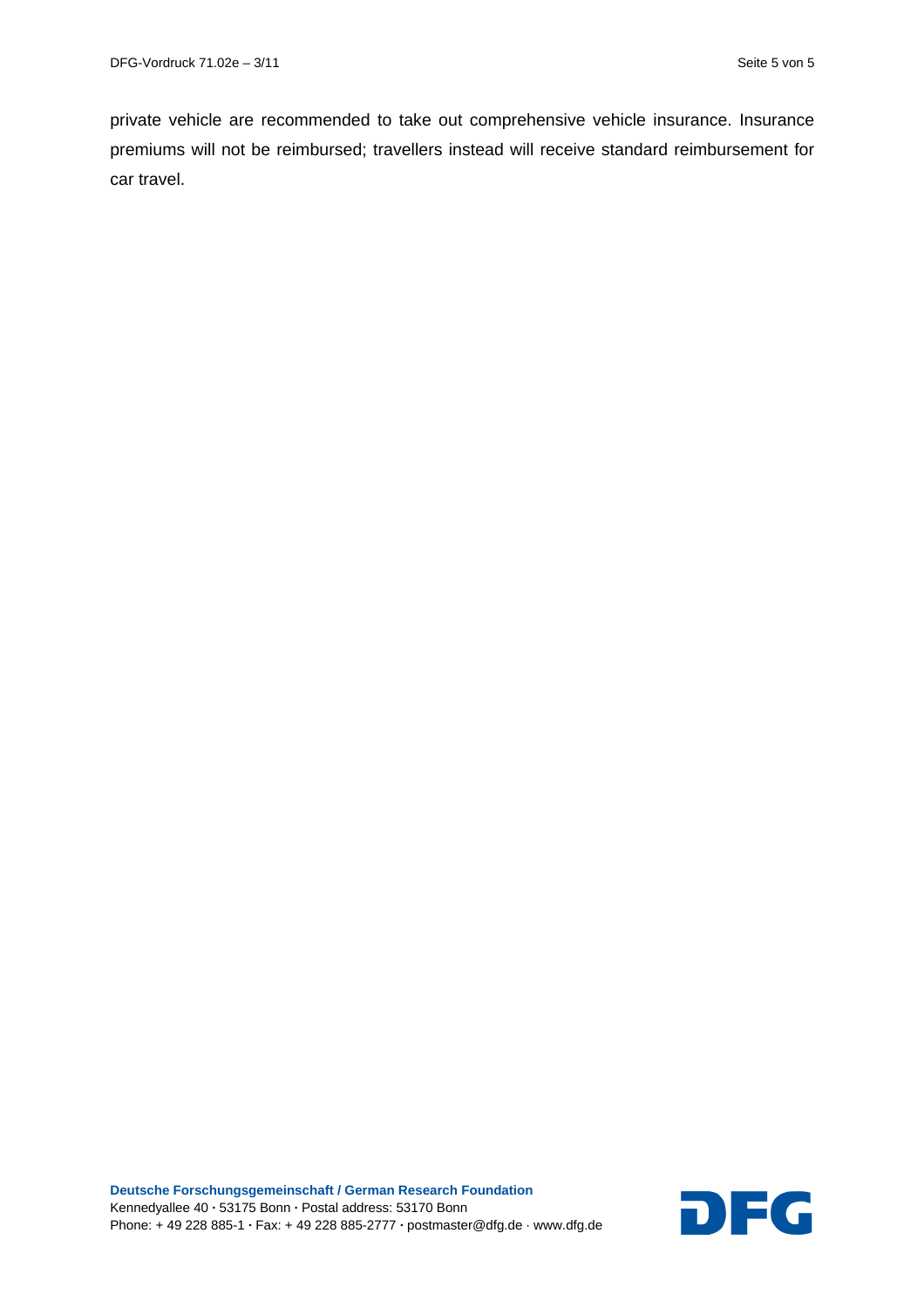private vehicle are recommended to take out comprehensive vehicle insurance. Insurance premiums will not be reimbursed; travellers instead will receive standard reimbursement for car travel.